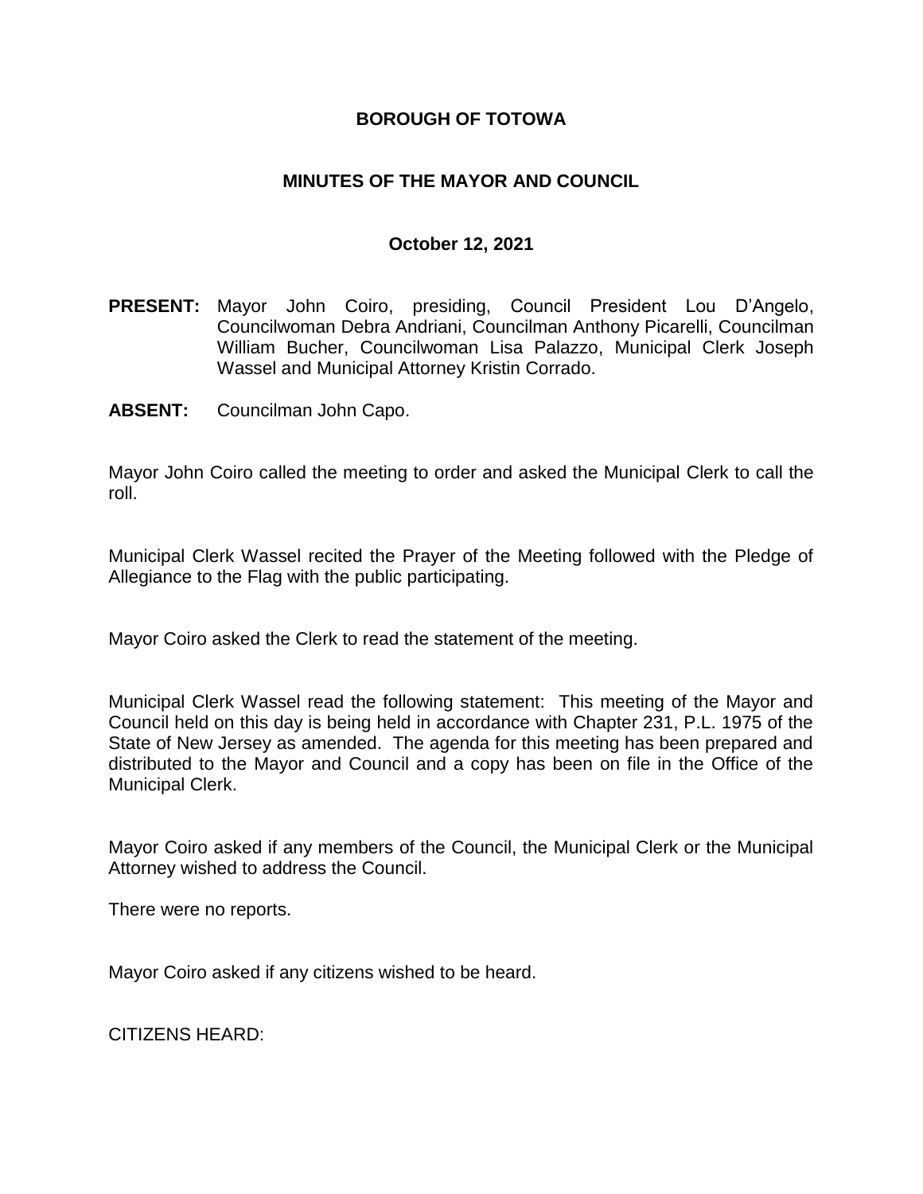# BOROUGH OF TOTOWA

## MINUTES OF THE MAYOR AND COUNCIL

### October 12, 2021

**PRESENT:** Mayor John Coiro, presiding, Council President Lou D'Angelo, Councilwoman Debra Andriani, Councilman Anthony Picarelli, Councilman William Bucher, Councilwoman Lisa Palazzo, Municipal Clerk Joseph Wassel and Municipal Attorney Kristin Corrado.

**ABSENT:** Councilman John Capo.

Mayor John Coiro called the meeting to order and asked the Municipal Clerk to call the roll.

Municipal Clerk Wassel recited the Prayer of the Meeting followed with the Pledge of Allegiance to the Flag with the public participating.

Mayor Coiro asked the Clerk to read the statement of the meeting.

Municipal Clerk Wassel read the following statement: This meeting of the Mayor and Council held on this day is being held in accordance with Chapter 231, P.L. 1975 of the State of New Jersey as amended. The agenda for this meeting has been prepared and distributed to the Mayor and Council and a copy has been on file in the Office of the Municipal Clerk.

Mayor Coiro asked if any members of the Council, the Municipal Clerk or the Municipal Attorney wished to address the Council.

There were no reports.

Mayor Coiro asked if any citizens wished to be heard.

CITIZENS HEARD: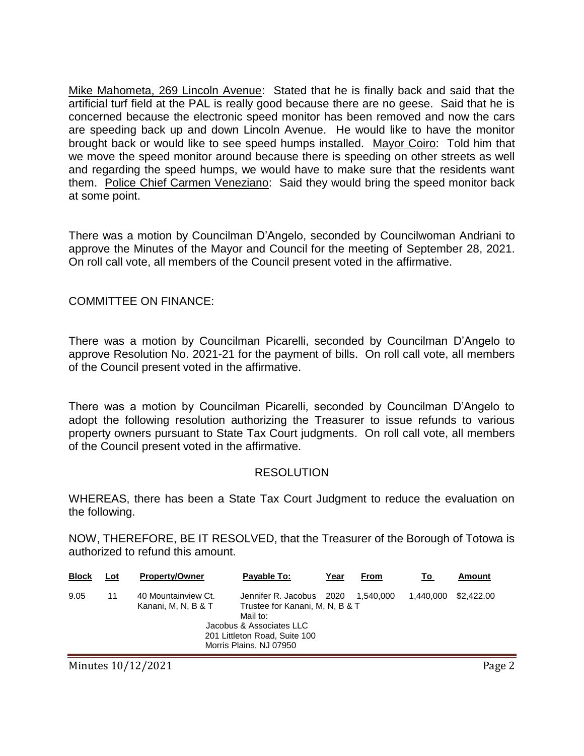Mike Mahometa, 269 Lincoln Avenue: Stated that he is finally back and said that the artificial turf field at the PAL is really good because there are no geese. Said that he is concerned because the electronic speed monitor has been removed and now the cars are speeding back up and down Lincoln Avenue. He would like to have the monitor brought back or would like to see speed humps installed. Mayor Coiro: Told him that we move the speed monitor around because there is speeding on other streets as well and regarding the speed humps, we would have to make sure that the residents want them. Police Chief Carmen Veneziano: Said they would bring the speed monitor back at some point.

There was a motion by Councilman D'Angelo, seconded by Councilwoman Andriani to approve the Minutes of the Mayor and Council for the meeting of September 28, 2021. On roll call vote, all members of the Council present voted in the affirmative.

COMMITTEE ON FINANCE:

There was a motion by Councilman Picarelli, seconded by Councilman D'Angelo to approve Resolution No. 2021-21 for the payment of bills. On roll call vote, all members of the Council present voted in the affirmative.

There was a motion by Councilman Picarelli, seconded by Councilman D'Angelo to adopt the following resolution authorizing the Treasurer to issue refunds to various property owners pursuant to State Tax Court judgments. On roll call vote, all members of the Council present voted in the affirmative.

RESOLUTION

WHEREAS, there has been a State Tax Court Judgment to reduce the evaluation on the following.

NOW, THEREFORE, BE IT RESOLVED, that the Treasurer of the Borough of Totowa is authorized to refund this amount.

| Block | Lot | Property/Owner | Payable To: | Year | From | To | Amount |
|---|---|---|---|---|---|---|---|
| 9.05 | 11 | 40 Mountainview Ct. Kanani, M, N, B & T | Jennifer R. Jacobus Trustee for Kanani, M, N, B & T Mail to: Jacobus & Associates LLC 201 Littleton Road, Suite 100 Morris Plains, NJ 07950 | 2020 | 1,540,000 | 1,440,000 | $2,422.00 |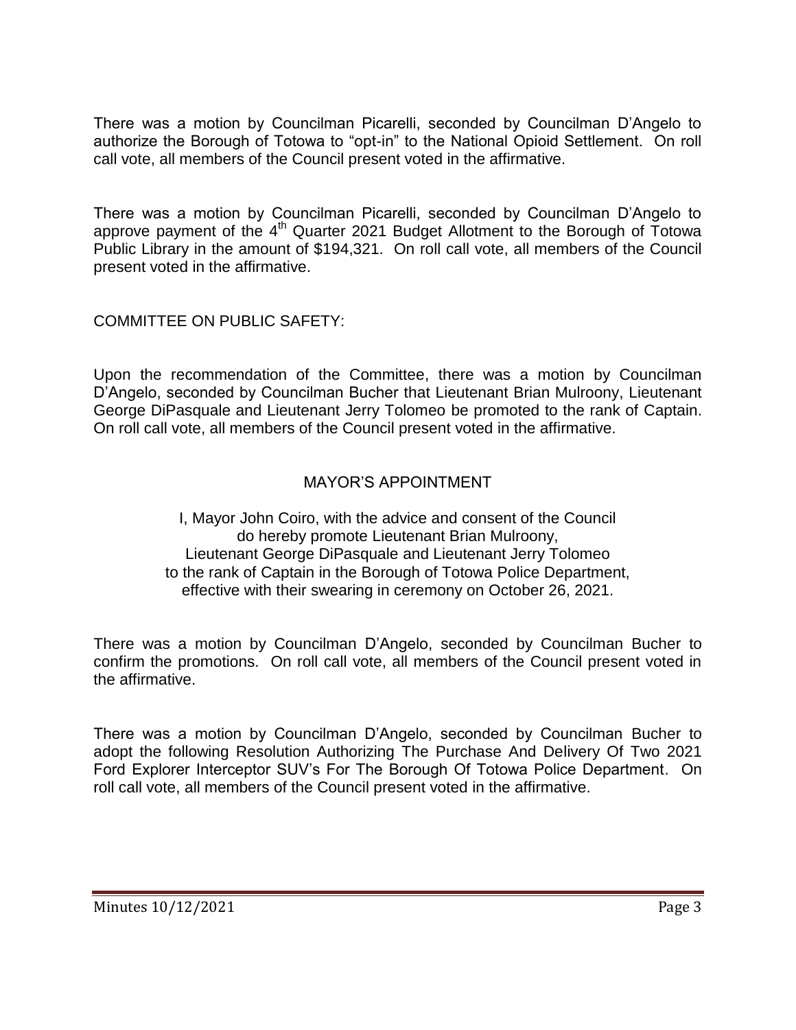There was a motion by Councilman Picarelli, seconded by Councilman D'Angelo to authorize the Borough of Totowa to "opt-in" to the National Opioid Settlement. On roll call vote, all members of the Council present voted in the affirmative.

There was a motion by Councilman Picarelli, seconded by Councilman D'Angelo to approve payment of the 4th Quarter 2021 Budget Allotment to the Borough of Totowa Public Library in the amount of $194,321. On roll call vote, all members of the Council present voted in the affirmative.

COMMITTEE ON PUBLIC SAFETY:

Upon the recommendation of the Committee, there was a motion by Councilman D'Angelo, seconded by Councilman Bucher that Lieutenant Brian Mulroony, Lieutenant George DiPasquale and Lieutenant Jerry Tolomeo be promoted to the rank of Captain. On roll call vote, all members of the Council present voted in the affirmative.

## MAYOR'S APPOINTMENT

I, Mayor John Coiro, with the advice and consent of the Council do hereby promote Lieutenant Brian Mulroony, Lieutenant George DiPasquale and Lieutenant Jerry Tolomeo to the rank of Captain in the Borough of Totowa Police Department, effective with their swearing in ceremony on October 26, 2021.

There was a motion by Councilman D'Angelo, seconded by Councilman Bucher to confirm the promotions. On roll call vote, all members of the Council present voted in the affirmative.

There was a motion by Councilman D'Angelo, seconded by Councilman Bucher to adopt the following Resolution Authorizing The Purchase And Delivery Of Two 2021 Ford Explorer Interceptor SUV's For The Borough Of Totowa Police Department. On roll call vote, all members of the Council present voted in the affirmative.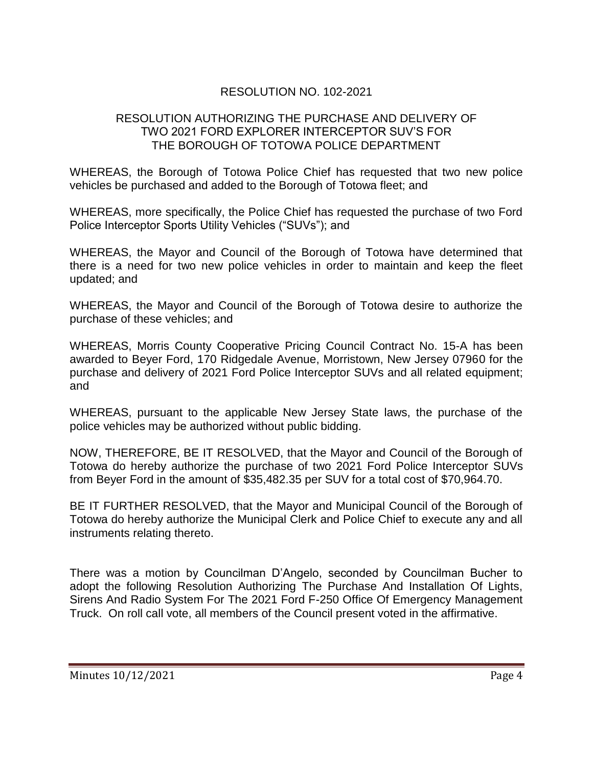## RESOLUTION NO. 102-2021

### RESOLUTION AUTHORIZING THE PURCHASE AND DELIVERY OF TWO 2021 FORD EXPLORER INTERCEPTOR SUV'S FOR THE BOROUGH OF TOTOWA POLICE DEPARTMENT

WHEREAS, the Borough of Totowa Police Chief has requested that two new police vehicles be purchased and added to the Borough of Totowa fleet; and

WHEREAS, more specifically, the Police Chief has requested the purchase of two Ford Police Interceptor Sports Utility Vehicles ("SUVs"); and

WHEREAS, the Mayor and Council of the Borough of Totowa have determined that there is a need for two new police vehicles in order to maintain and keep the fleet updated; and

WHEREAS, the Mayor and Council of the Borough of Totowa desire to authorize the purchase of these vehicles; and

WHEREAS, Morris County Cooperative Pricing Council Contract No. 15-A has been awarded to Beyer Ford, 170 Ridgedale Avenue, Morristown, New Jersey 07960 for the purchase and delivery of 2021 Ford Police Interceptor SUVs and all related equipment; and

WHEREAS, pursuant to the applicable New Jersey State laws, the purchase of the police vehicles may be authorized without public bidding.

NOW, THEREFORE, BE IT RESOLVED, that the Mayor and Council of the Borough of Totowa do hereby authorize the purchase of two 2021 Ford Police Interceptor SUVs from Beyer Ford in the amount of $35,482.35 per SUV for a total cost of $70,964.70.

BE IT FURTHER RESOLVED, that the Mayor and Municipal Council of the Borough of Totowa do hereby authorize the Municipal Clerk and Police Chief to execute any and all instruments relating thereto.

There was a motion by Councilman D'Angelo, seconded by Councilman Bucher to adopt the following Resolution Authorizing The Purchase And Installation Of Lights, Sirens And Radio System For The 2021 Ford F-250 Office Of Emergency Management Truck. On roll call vote, all members of the Council present voted in the affirmative.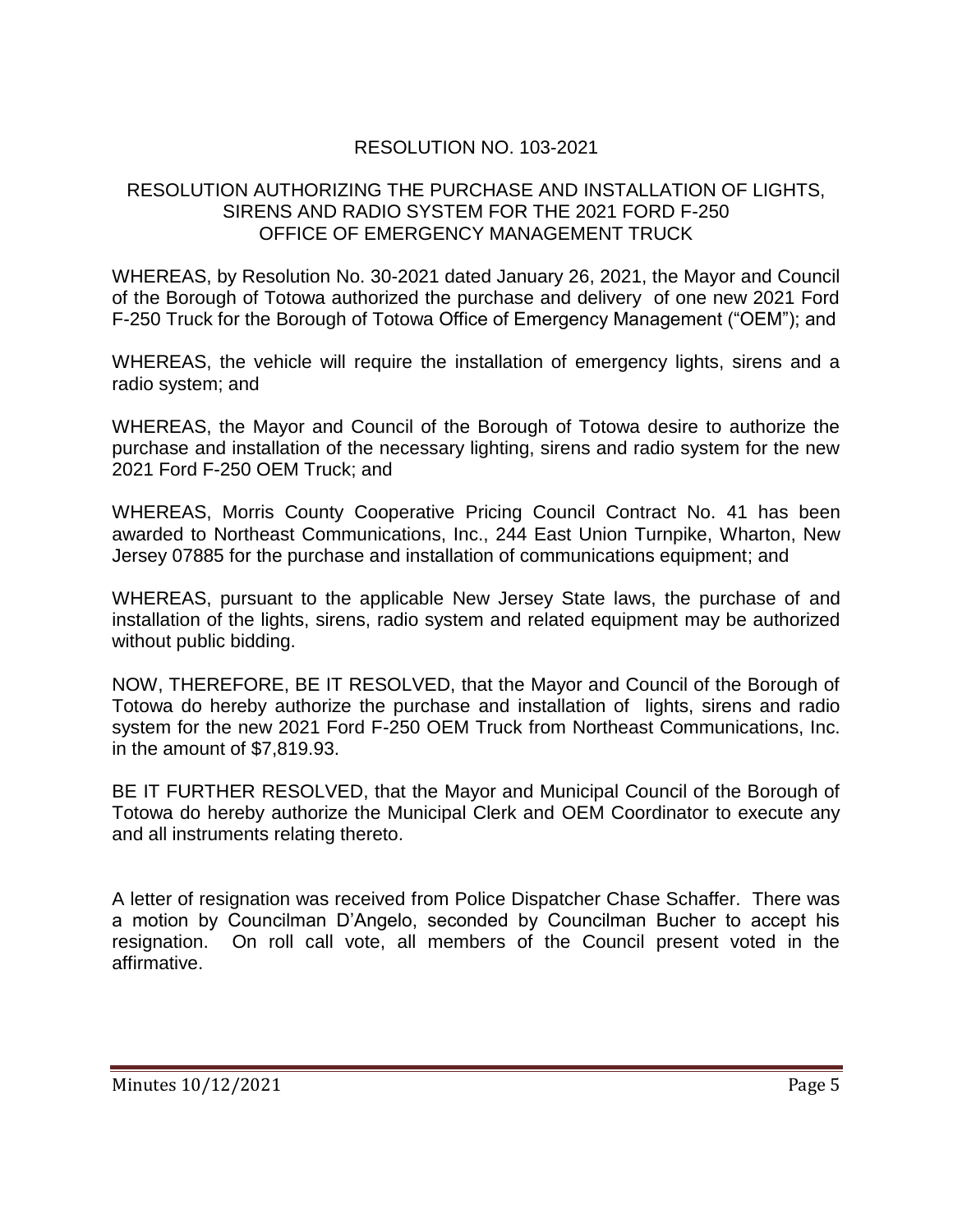## RESOLUTION NO. 103-2021

### RESOLUTION AUTHORIZING THE PURCHASE AND INSTALLATION OF LIGHTS, SIRENS AND RADIO SYSTEM FOR THE 2021 FORD F-250 OFFICE OF EMERGENCY MANAGEMENT TRUCK

WHEREAS, by Resolution No. 30-2021 dated January 26, 2021, the Mayor and Council of the Borough of Totowa authorized the purchase and delivery of one new 2021 Ford F-250 Truck for the Borough of Totowa Office of Emergency Management ("OEM"); and

WHEREAS, the vehicle will require the installation of emergency lights, sirens and a radio system; and

WHEREAS, the Mayor and Council of the Borough of Totowa desire to authorize the purchase and installation of the necessary lighting, sirens and radio system for the new 2021 Ford F-250 OEM Truck; and

WHEREAS, Morris County Cooperative Pricing Council Contract No. 41 has been awarded to Northeast Communications, Inc., 244 East Union Turnpike, Wharton, New Jersey 07885 for the purchase and installation of communications equipment; and

WHEREAS, pursuant to the applicable New Jersey State laws, the purchase of and installation of the lights, sirens, radio system and related equipment may be authorized without public bidding.

NOW, THEREFORE, BE IT RESOLVED, that the Mayor and Council of the Borough of Totowa do hereby authorize the purchase and installation of lights, sirens and radio system for the new 2021 Ford F-250 OEM Truck from Northeast Communications, Inc. in the amount of $7,819.93.

BE IT FURTHER RESOLVED, that the Mayor and Municipal Council of the Borough of Totowa do hereby authorize the Municipal Clerk and OEM Coordinator to execute any and all instruments relating thereto.

A letter of resignation was received from Police Dispatcher Chase Schaffer. There was a motion by Councilman D'Angelo, seconded by Councilman Bucher to accept his resignation. On roll call vote, all members of the Council present voted in the affirmative.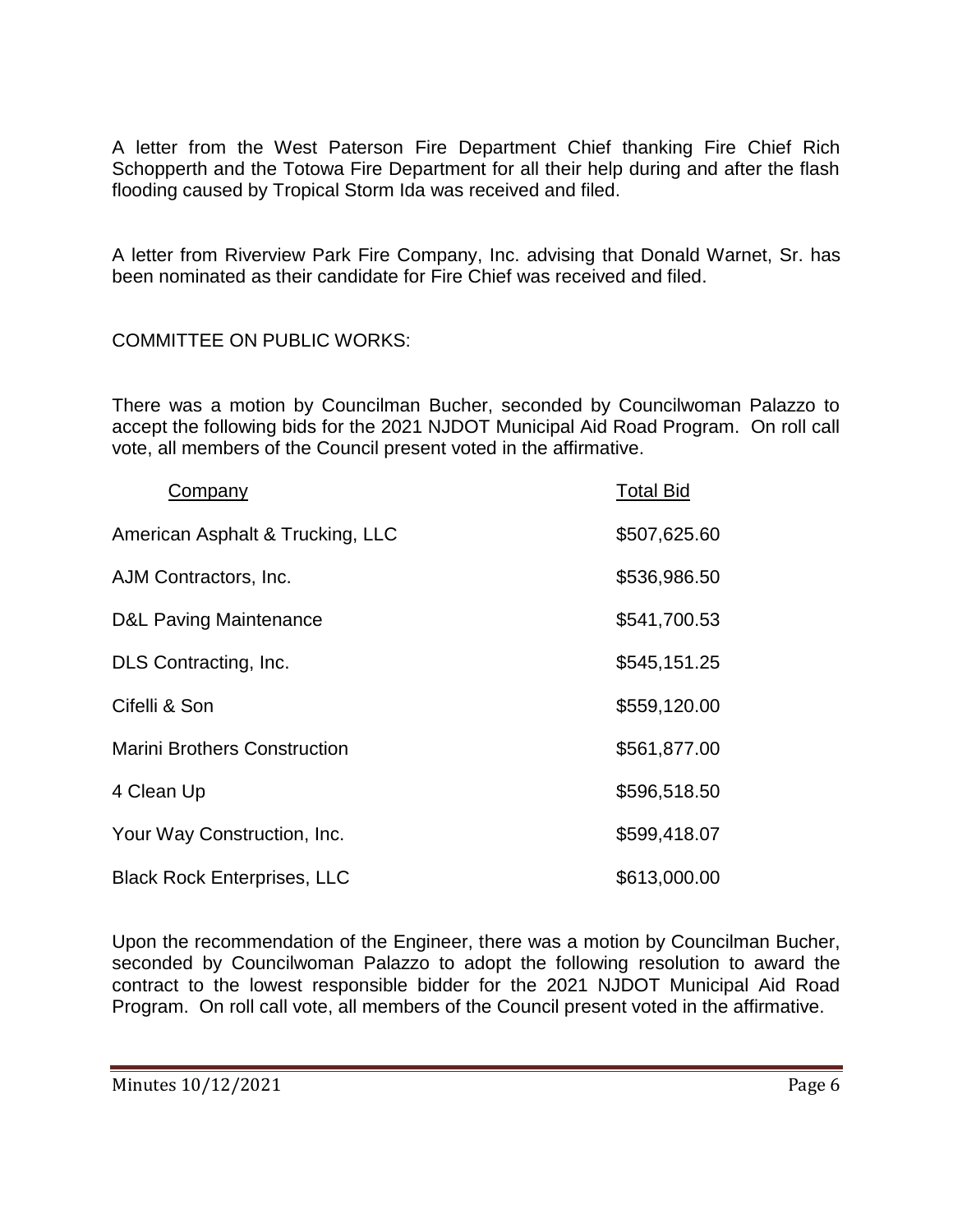A letter from the West Paterson Fire Department Chief thanking Fire Chief Rich Schopperth and the Totowa Fire Department for all their help during and after the flash flooding caused by Tropical Storm Ida was received and filed.

A letter from Riverview Park Fire Company, Inc. advising that Donald Warnet, Sr. has been nominated as their candidate for Fire Chief was received and filed.

COMMITTEE ON PUBLIC WORKS:

There was a motion by Councilman Bucher, seconded by Councilwoman Palazzo to accept the following bids for the 2021 NJDOT Municipal Aid Road Program. On roll call vote, all members of the Council present voted in the affirmative.

| Company | Total Bid |
|---|---|
| American Asphalt & Trucking, LLC | $507,625.60 |
| AJM Contractors, Inc. | $536,986.50 |
| D&L Paving Maintenance | $541,700.53 |
| DLS Contracting, Inc. | $545,151.25 |
| Cifelli & Son | $559,120.00 |
| Marini Brothers Construction | $561,877.00 |
| 4 Clean Up | $596,518.50 |
| Your Way Construction, Inc. | $599,418.07 |
| Black Rock Enterprises, LLC | $613,000.00 |

Upon the recommendation of the Engineer, there was a motion by Councilman Bucher, seconded by Councilwoman Palazzo to adopt the following resolution to award the contract to the lowest responsible bidder for the 2021 NJDOT Municipal Aid Road Program. On roll call vote, all members of the Council present voted in the affirmative.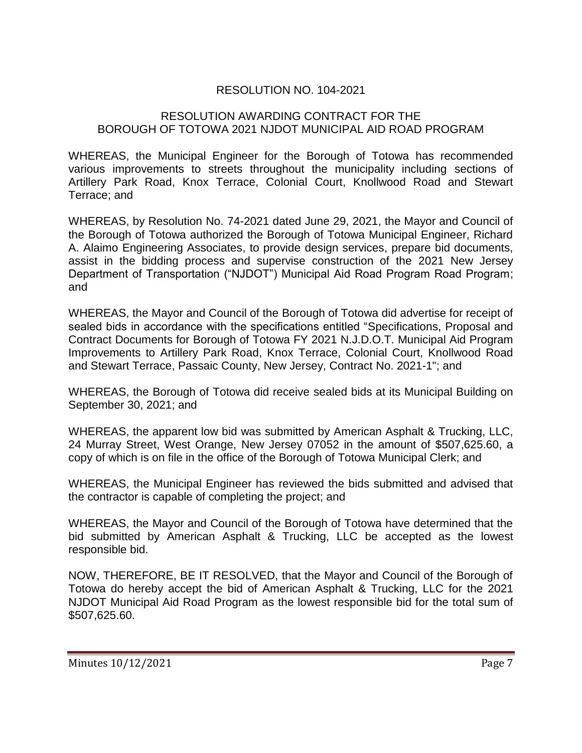RESOLUTION NO. 104-2021

RESOLUTION AWARDING CONTRACT FOR THE BOROUGH OF TOTOWA 2021 NJDOT MUNICIPAL AID ROAD PROGRAM

WHEREAS, the Municipal Engineer for the Borough of Totowa has recommended various improvements to streets throughout the municipality including sections of Artillery Park Road, Knox Terrace, Colonial Court, Knollwood Road and Stewart Terrace; and

WHEREAS, by Resolution No. 74-2021 dated June 29, 2021, the Mayor and Council of the Borough of Totowa authorized the Borough of Totowa Municipal Engineer, Richard A. Alaimo Engineering Associates, to provide design services, prepare bid documents, assist in the bidding process and supervise construction of the 2021 New Jersey Department of Transportation ("NJDOT") Municipal Aid Road Program Road Program; and

WHEREAS, the Mayor and Council of the Borough of Totowa did advertise for receipt of sealed bids in accordance with the specifications entitled "Specifications, Proposal and Contract Documents for Borough of Totowa FY 2021 N.J.D.O.T. Municipal Aid Program Improvements to Artillery Park Road, Knox Terrace, Colonial Court, Knollwood Road and Stewart Terrace, Passaic County, New Jersey, Contract No. 2021-1"; and

WHEREAS, the Borough of Totowa did receive sealed bids at its Municipal Building on September 30, 2021; and

WHEREAS, the apparent low bid was submitted by American Asphalt & Trucking, LLC, 24 Murray Street, West Orange, New Jersey 07052 in the amount of $507,625.60, a copy of which is on file in the office of the Borough of Totowa Municipal Clerk; and

WHEREAS, the Municipal Engineer has reviewed the bids submitted and advised that the contractor is capable of completing the project; and

WHEREAS, the Mayor and Council of the Borough of Totowa have determined that the bid submitted by American Asphalt & Trucking, LLC be accepted as the lowest responsible bid.

NOW, THEREFORE, BE IT RESOLVED, that the Mayor and Council of the Borough of Totowa do hereby accept the bid of American Asphalt & Trucking, LLC for the 2021 NJDOT Municipal Aid Road Program as the lowest responsible bid for the total sum of $507,625.60.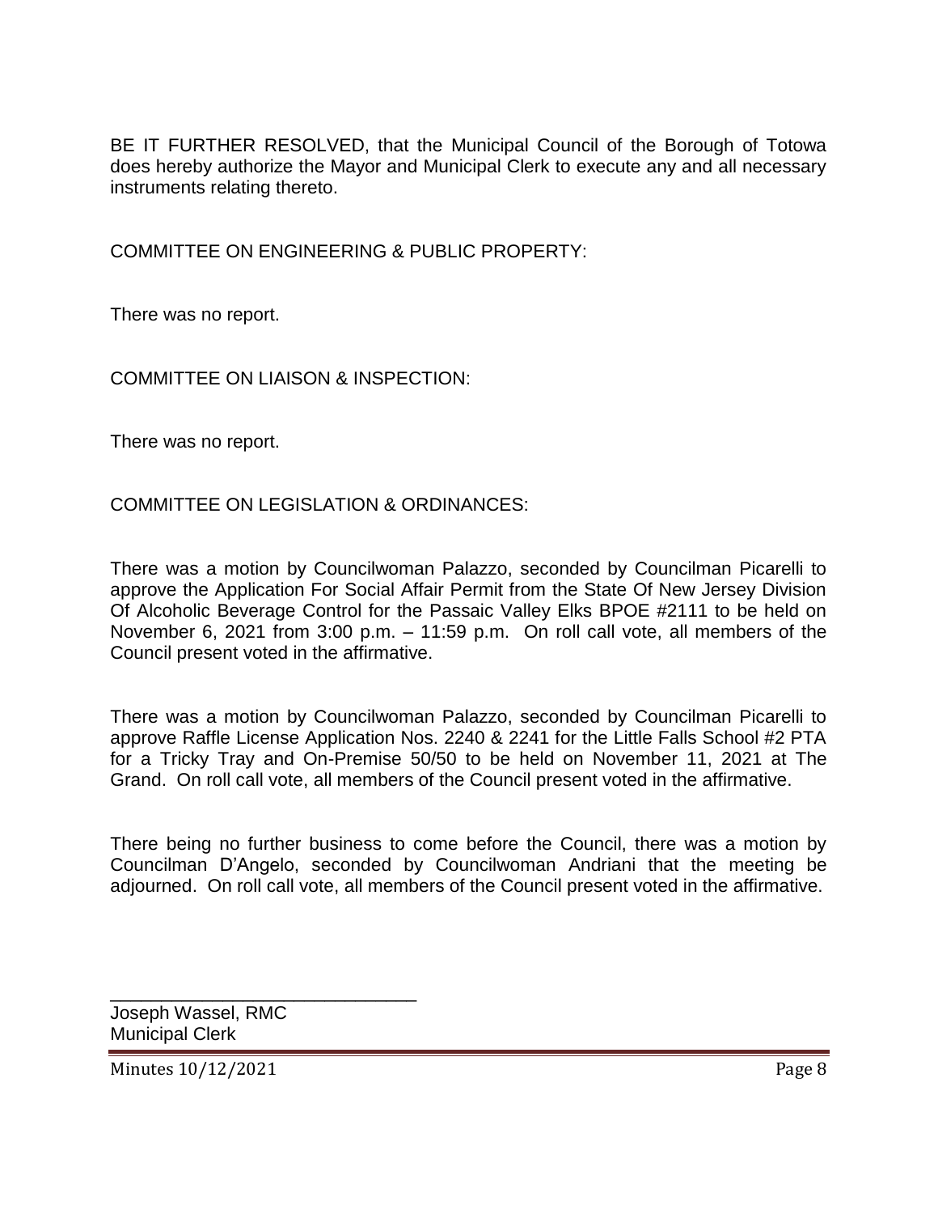BE IT FURTHER RESOLVED, that the Municipal Council of the Borough of Totowa does hereby authorize the Mayor and Municipal Clerk to execute any and all necessary instruments relating thereto.

COMMITTEE ON ENGINEERING & PUBLIC PROPERTY:

There was no report.

COMMITTEE ON LIAISON & INSPECTION:

There was no report.

COMMITTEE ON LEGISLATION & ORDINANCES:

There was a motion by Councilwoman Palazzo, seconded by Councilman Picarelli to approve the Application For Social Affair Permit from the State Of New Jersey Division Of Alcoholic Beverage Control for the Passaic Valley Elks BPOE #2111 to be held on November 6, 2021 from 3:00 p.m. – 11:59 p.m. On roll call vote, all members of the Council present voted in the affirmative.

There was a motion by Councilwoman Palazzo, seconded by Councilman Picarelli to approve Raffle License Application Nos. 2240 & 2241 for the Little Falls School #2 PTA for a Tricky Tray and On-Premise 50/50 to be held on November 11, 2021 at The Grand. On roll call vote, all members of the Council present voted in the affirmative.

There being no further business to come before the Council, there was a motion by Councilman D'Angelo, seconded by Councilwoman Andriani that the meeting be adjourned. On roll call vote, all members of the Council present voted in the affirmative.

\_\_\_\_\_\_\_\_\_\_\_\_\_\_\_\_\_\_\_\_\_\_\_\_\_\_\_\_\_\_\_

Joseph Wassel, RMC
Municipal Clerk

Minutes 10/12/2021